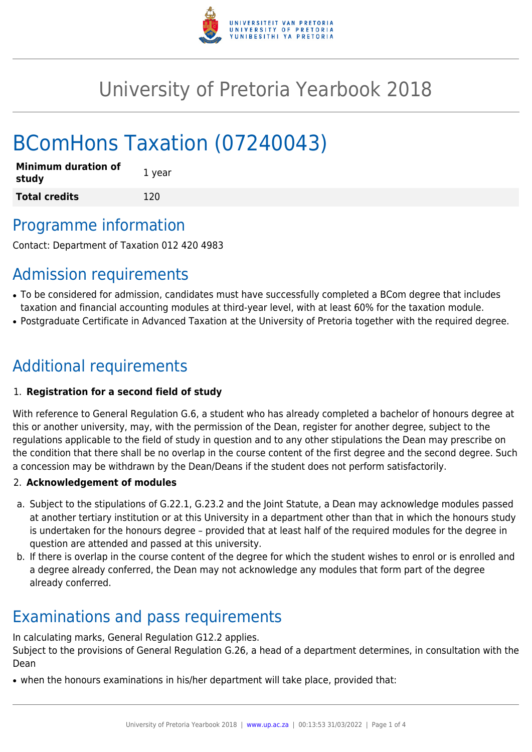# University of Pretoria Yearbook 2018

# BComHons Taxation (07240043)

| | |
|---|---|
| **Minimum duration of study** | 1 year |
| **Total credits** | 120 |

## Programme information

Contact: Department of Taxation 012 420 4983

## Admission requirements

- To be considered for admission, candidates must have successfully completed a BCom degree that includes taxation and financial accounting modules at third-year level, with at least 60% for the taxation module.
- Postgraduate Certificate in Advanced Taxation at the University of Pretoria together with the required degree.

## Additional requirements

1. **Registration for a second field of study**

With reference to General Regulation G.6, a student who has already completed a bachelor of honours degree at this or another university, may, with the permission of the Dean, register for another degree, subject to the regulations applicable to the field of study in question and to any other stipulations the Dean may prescribe on the condition that there shall be no overlap in the course content of the first degree and the second degree. Such a concession may be withdrawn by the Dean/Deans if the student does not perform satisfactorily.

2. **Acknowledgement of modules**

a. Subject to the stipulations of G.22.1, G.23.2 and the Joint Statute, a Dean may acknowledge modules passed at another tertiary institution or at this University in a department other than that in which the honours study is undertaken for the honours degree – provided that at least half of the required modules for the degree in question are attended and passed at this university.

b. If there is overlap in the course content of the degree for which the student wishes to enrol or is enrolled and a degree already conferred, the Dean may not acknowledge any modules that form part of the degree already conferred.

## Examinations and pass requirements

In calculating marks, General Regulation G12.2 applies.
Subject to the provisions of General Regulation G.26, a head of a department determines, in consultation with the Dean

- when the honours examinations in his/her department will take place, provided that: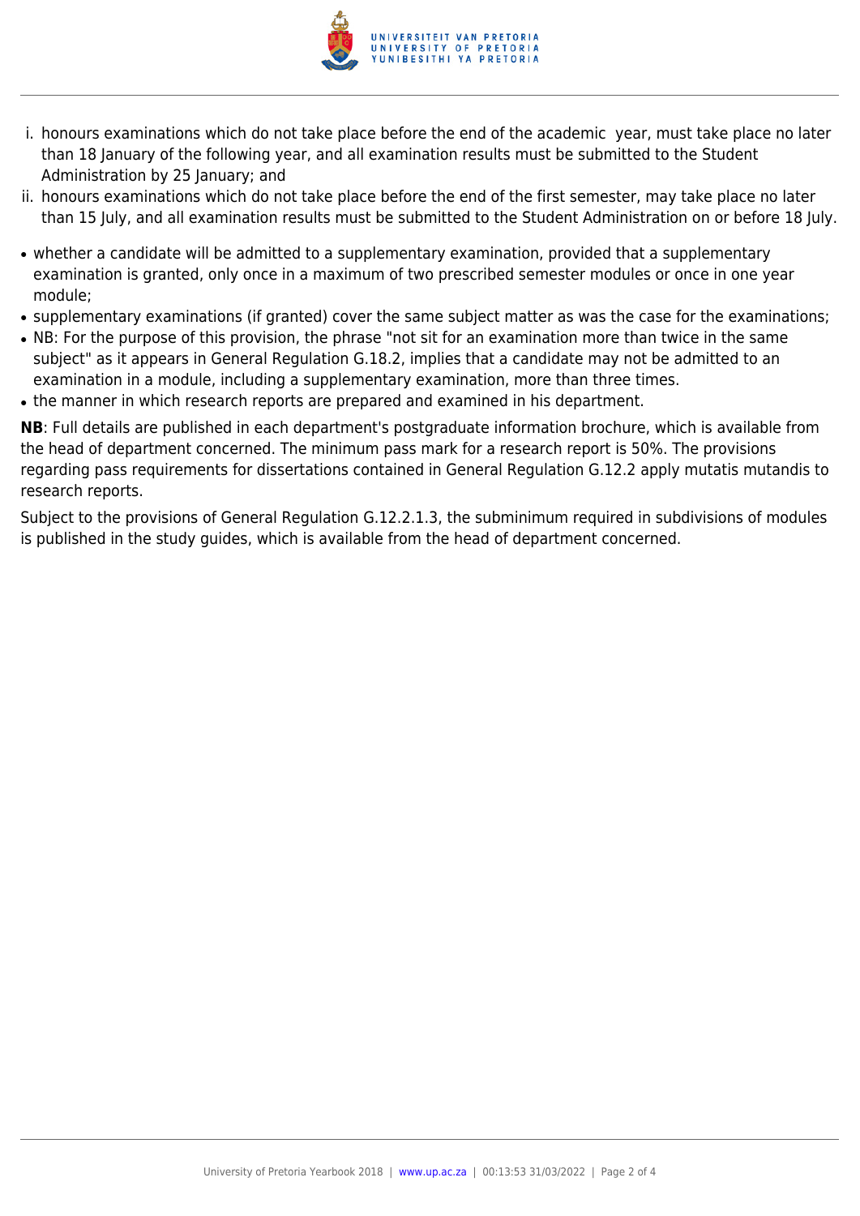i. honours examinations which do not take place before the end of the academic year, must take place no later than 18 January of the following year, and all examination results must be submitted to the Student Administration by 25 January; and
ii. honours examinations which do not take place before the end of the first semester, may take place no later than 15 July, and all examination results must be submitted to the Student Administration on or before 18 July.

- whether a candidate will be admitted to a supplementary examination, provided that a supplementary examination is granted, only once in a maximum of two prescribed semester modules or once in one year module;
- supplementary examinations (if granted) cover the same subject matter as was the case for the examinations;
- NB: For the purpose of this provision, the phrase "not sit for an examination more than twice in the same subject" as it appears in General Regulation G.18.2, implies that a candidate may not be admitted to an examination in a module, including a supplementary examination, more than three times.
- the manner in which research reports are prepared and examined in his department.

**NB**: Full details are published in each department's postgraduate information brochure, which is available from the head of department concerned. The minimum pass mark for a research report is 50%. The provisions regarding pass requirements for dissertations contained in General Regulation G.12.2 apply mutatis mutandis to research reports.

Subject to the provisions of General Regulation G.12.2.1.3, the subminimum required in subdivisions of modules is published in the study guides, which is available from the head of department concerned.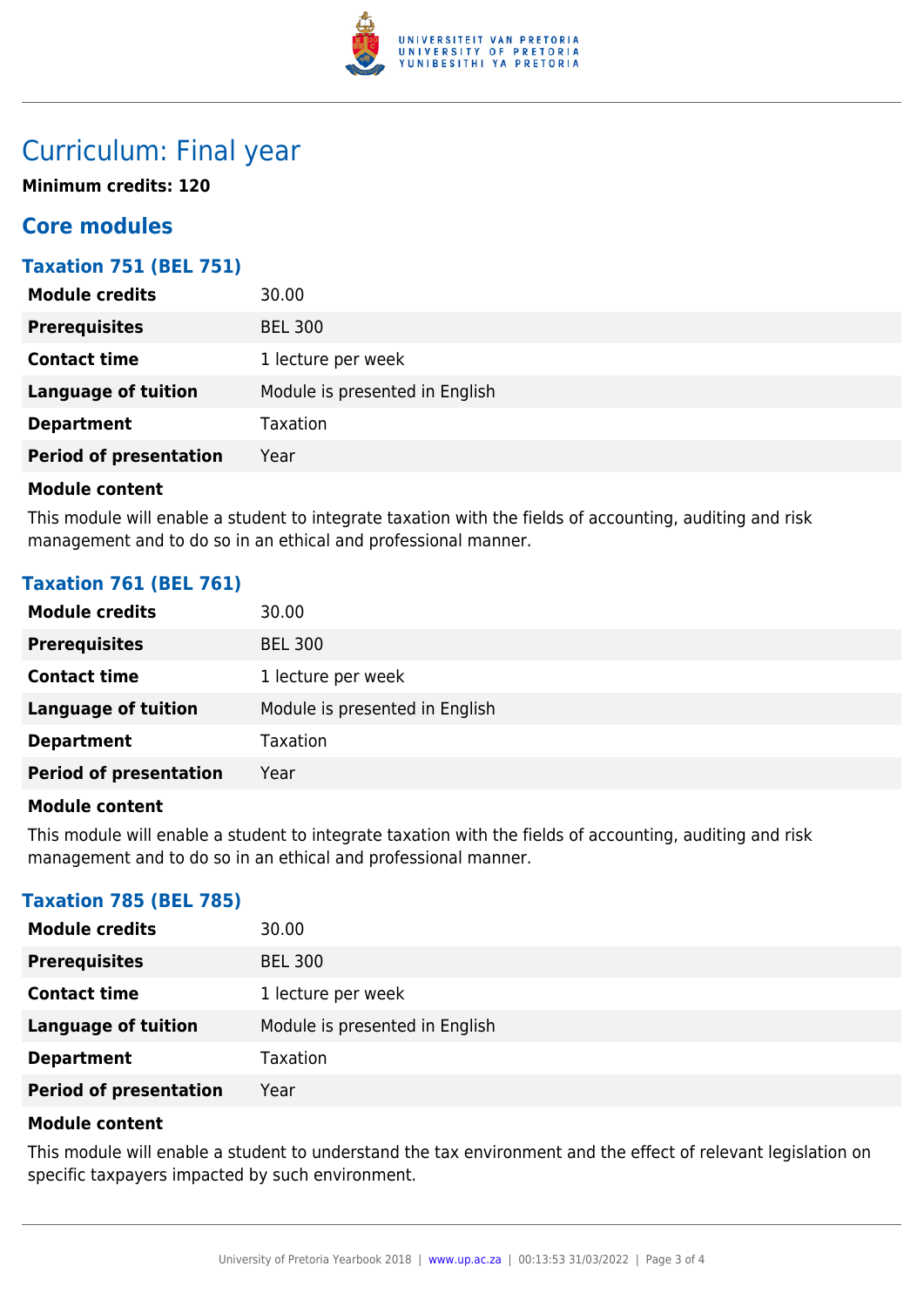# Curriculum: Final year

**Minimum credits: 120**

## Core modules

### Taxation 751 (BEL 751)

| | |
|---|---|
| **Module credits** | 30.00 |
| **Prerequisites** | BEL 300 |
| **Contact time** | 1 lecture per week |
| **Language of tuition** | Module is presented in English |
| **Department** | Taxation |
| **Period of presentation** | Year |

**Module content**

This module will enable a student to integrate taxation with the fields of accounting, auditing and risk management and to do so in an ethical and professional manner.

### Taxation 761 (BEL 761)

| | |
|---|---|
| **Module credits** | 30.00 |
| **Prerequisites** | BEL 300 |
| **Contact time** | 1 lecture per week |
| **Language of tuition** | Module is presented in English |
| **Department** | Taxation |
| **Period of presentation** | Year |

**Module content**

This module will enable a student to integrate taxation with the fields of accounting, auditing and risk management and to do so in an ethical and professional manner.

### Taxation 785 (BEL 785)

| | |
|---|---|
| **Module credits** | 30.00 |
| **Prerequisites** | BEL 300 |
| **Contact time** | 1 lecture per week |
| **Language of tuition** | Module is presented in English |
| **Department** | Taxation |
| **Period of presentation** | Year |

**Module content**

This module will enable a student to understand the tax environment and the effect of relevant legislation on specific taxpayers impacted by such environment.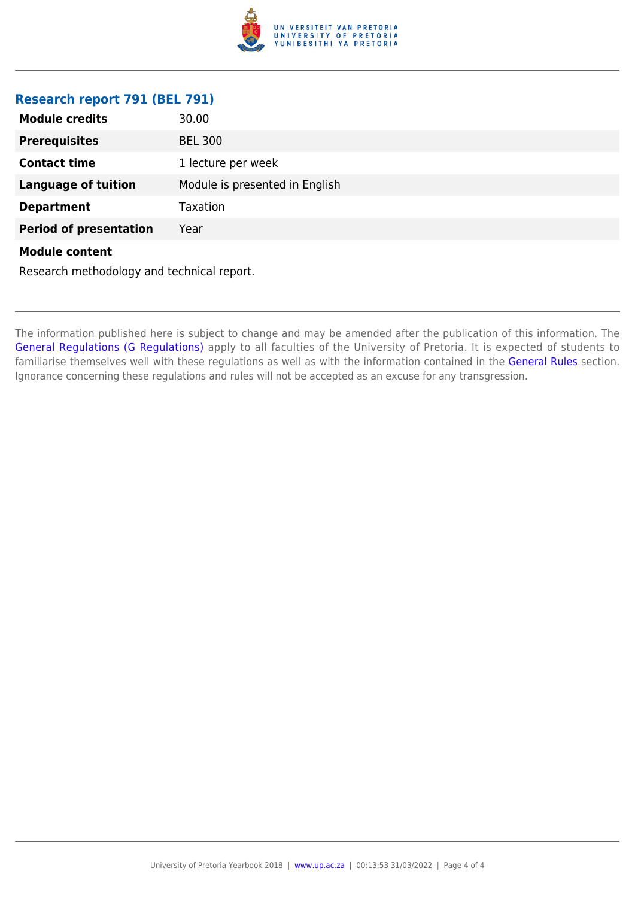### Research report 791 (BEL 791)

| | |
|---|---|
| **Module credits** | 30.00 |
| **Prerequisites** | BEL 300 |
| **Contact time** | 1 lecture per week |
| **Language of tuition** | Module is presented in English |
| **Department** | Taxation |
| **Period of presentation** | Year |

**Module content**

Research methodology and technical report.

The information published here is subject to change and may be amended after the publication of this information. The General Regulations (G Regulations) apply to all faculties of the University of Pretoria. It is expected of students to familiarise themselves well with these regulations as well as with the information contained in the General Rules section. Ignorance concerning these regulations and rules will not be accepted as an excuse for any transgression.